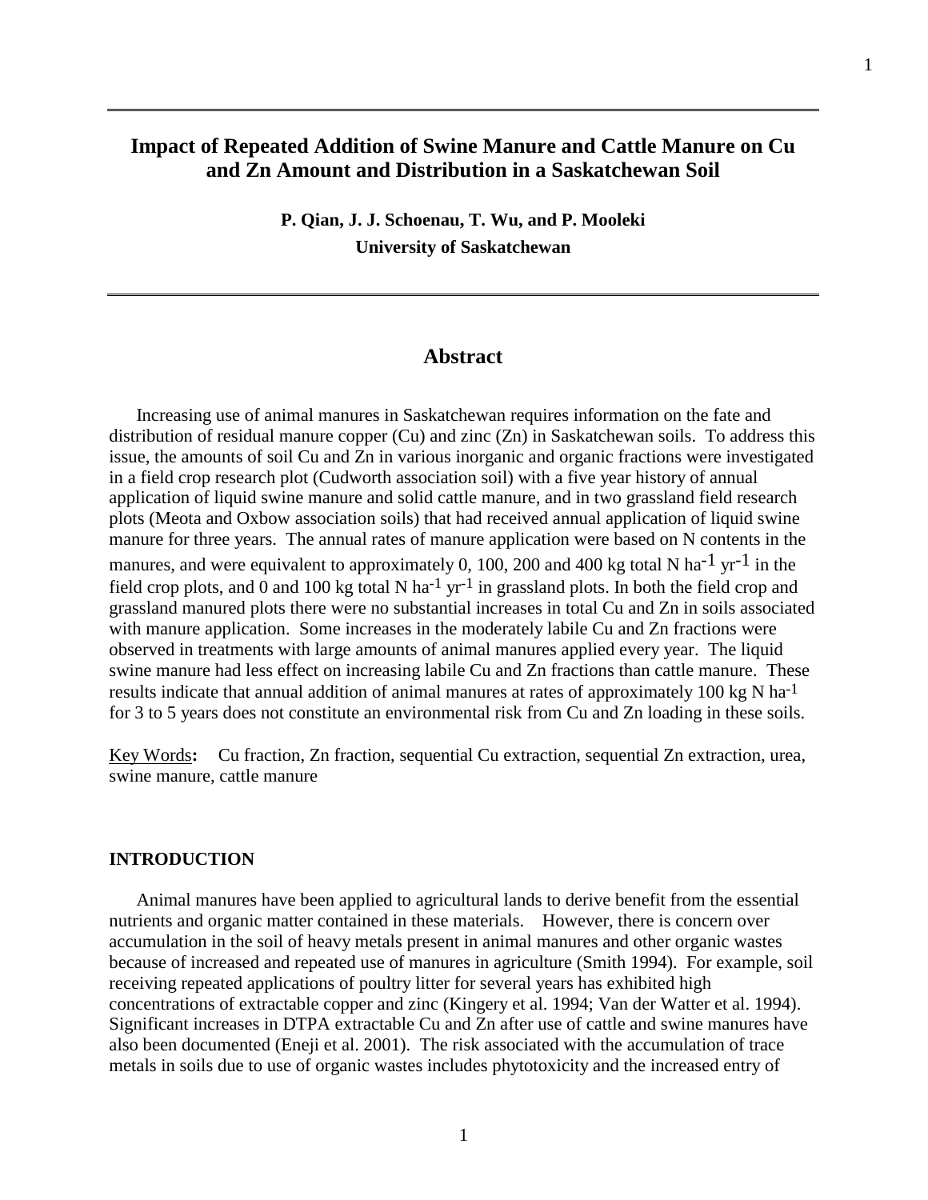# Impact of Repeated Addition of Swine Manure and Cattle Manure on Cu and Zn Amount and Distribution in a Saskatchewan Soil

**P. Qian, J. J. Schoenau, T. Wu, and P. Mooleki**

**University of Saskatchewan**

## Abstract

Increasing use of animal manures in Saskatchewan requires information on the fate and distribution of residual manure copper (Cu) and zinc (Zn) in Saskatchewan soils. To address this issue, the amounts of soil Cu and Zn in various inorganic and organic fractions were investigated in a field crop research plot (Cudworth association soil) with a five year history of annual application of liquid swine manure and solid cattle manure, and in two grassland field research plots (Meota and Oxbow association soils) that had received annual application of liquid swine manure for three years. The annual rates of manure application were based on N contents in the manures, and were equivalent to approximately 0, 100, 200 and 400 kg total N $ha^{-1}$ $yr^{-1}$ in the field crop plots, and 0 and 100 kg total N $ha^{-1}$ $yr^{-1}$ in grassland plots. In both the field crop and grassland manured plots there were no substantial increases in total Cu and Zn in soils associated with manure application. Some increases in the moderately labile Cu and Zn fractions were observed in treatments with large amounts of animal manures applied every year. The liquid swine manure had less effect on increasing labile Cu and Zn fractions than cattle manure. These results indicate that annual addition of animal manures at rates of approximately 100 kg N $ha^{-1}$ for 3 to 5 years does not constitute an environmental risk from Cu and Zn loading in these soils.

Key Words**:** Cu fraction, Zn fraction, sequential Cu extraction, sequential Zn extraction, urea, swine manure, cattle manure

## INTRODUCTION

Animal manures have been applied to agricultural lands to derive benefit from the essential nutrients and organic matter contained in these materials. However, there is concern over accumulation in the soil of heavy metals present in animal manures and other organic wastes because of increased and repeated use of manures in agriculture (Smith 1994). For example, soil receiving repeated applications of poultry litter for several years has exhibited high concentrations of extractable copper and zinc (Kingery et al. 1994; Van der Watter et al. 1994). Significant increases in DTPA extractable Cu and Zn after use of cattle and swine manures have also been documented (Eneji et al. 2001). The risk associated with the accumulation of trace metals in soils due to use of organic wastes includes phytotoxicity and the increased entry of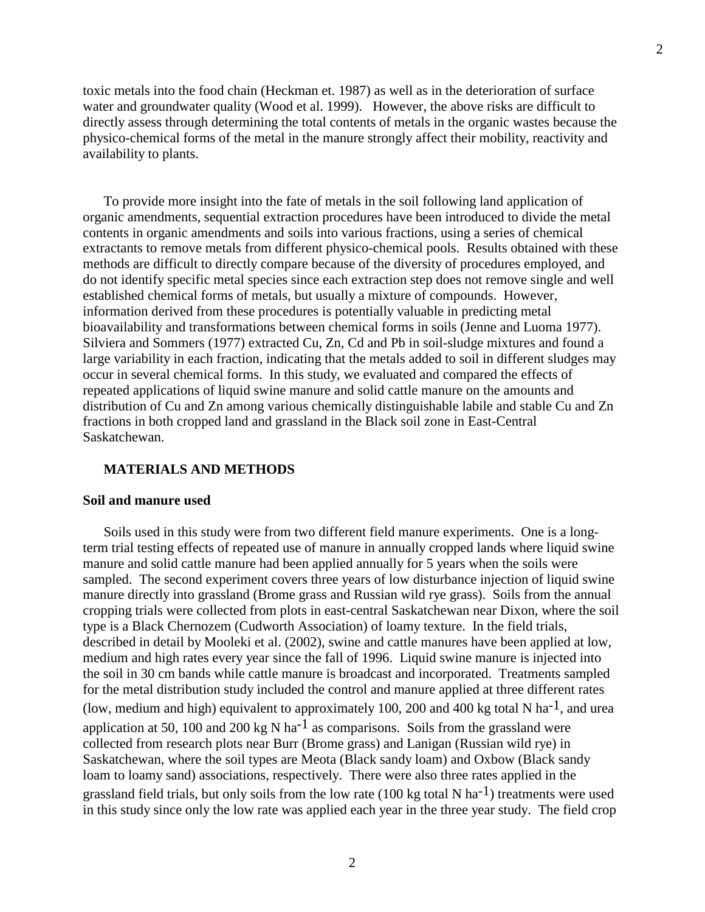toxic metals into the food chain (Heckman et. 1987) as well as in the deterioration of surface water and groundwater quality (Wood et al. 1999). However, the above risks are difficult to directly assess through determining the total contents of metals in the organic wastes because the physico-chemical forms of the metal in the manure strongly affect their mobility, reactivity and availability to plants.

To provide more insight into the fate of metals in the soil following land application of organic amendments, sequential extraction procedures have been introduced to divide the metal contents in organic amendments and soils into various fractions, using a series of chemical extractants to remove metals from different physico-chemical pools. Results obtained with these methods are difficult to directly compare because of the diversity of procedures employed, and do not identify specific metal species since each extraction step does not remove single and well established chemical forms of metals, but usually a mixture of compounds. However, information derived from these procedures is potentially valuable in predicting metal bioavailability and transformations between chemical forms in soils (Jenne and Luoma 1977). Silviera and Sommers (1977) extracted Cu, Zn, Cd and Pb in soil-sludge mixtures and found a large variability in each fraction, indicating that the metals added to soil in different sludges may occur in several chemical forms. In this study, we evaluated and compared the effects of repeated applications of liquid swine manure and solid cattle manure on the amounts and distribution of Cu and Zn among various chemically distinguishable labile and stable Cu and Zn fractions in both cropped land and grassland in the Black soil zone in East-Central Saskatchewan.

## MATERIALS AND METHODS

### Soil and manure used

Soils used in this study were from two different field manure experiments. One is a long-term trial testing effects of repeated use of manure in annually cropped lands where liquid swine manure and solid cattle manure had been applied annually for 5 years when the soils were sampled. The second experiment covers three years of low disturbance injection of liquid swine manure directly into grassland (Brome grass and Russian wild rye grass). Soils from the annual cropping trials were collected from plots in east-central Saskatchewan near Dixon, where the soil type is a Black Chernozem (Cudworth Association) of loamy texture. In the field trials, described in detail by Mooleki et al. (2002), swine and cattle manures have been applied at low, medium and high rates every year since the fall of 1996. Liquid swine manure is injected into the soil in 30 cm bands while cattle manure is broadcast and incorporated. Treatments sampled for the metal distribution study included the control and manure applied at three different rates (low, medium and high) equivalent to approximately 100, 200 and 400 kg total N $ha^{-1}$, and urea application at 50, 100 and 200 kg N $ha^{-1}$ as comparisons. Soils from the grassland were collected from research plots near Burr (Brome grass) and Lanigan (Russian wild rye) in Saskatchewan, where the soil types are Meota (Black sandy loam) and Oxbow (Black sandy loam to loamy sand) associations, respectively. There were also three rates applied in the grassland field trials, but only soils from the low rate (100 kg total N $ha^{-1}$) treatments were used in this study since only the low rate was applied each year in the three year study. The field crop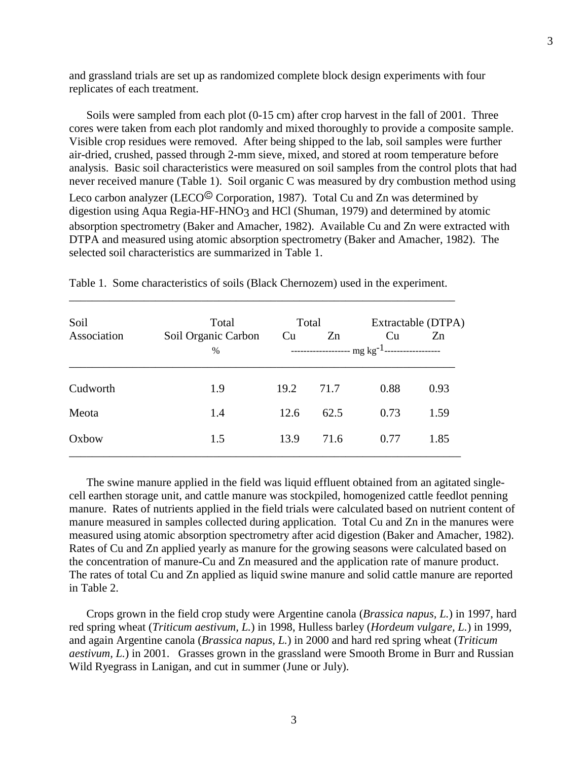and grassland trials are set up as randomized complete block design experiments with four replicates of each treatment.

Soils were sampled from each plot (0-15 cm) after crop harvest in the fall of 2001. Three cores were taken from each plot randomly and mixed thoroughly to provide a composite sample. Visible crop residues were removed. After being shipped to the lab, soil samples were further air-dried, crushed, passed through 2-mm sieve, mixed, and stored at room temperature before analysis. Basic soil characteristics were measured on soil samples from the control plots that had never received manure (Table 1). Soil organic C was measured by dry combustion method using Leco carbon analyzer (LECO© Corporation, 1987). Total Cu and Zn was determined by digestion using Aqua Regia-HF-$HNO_3$ and HCl (Shuman, 1979) and determined by atomic absorption spectrometry (Baker and Amacher, 1982). Available Cu and Zn were extracted with DTPA and measured using atomic absorption spectrometry (Baker and Amacher, 1982). The selected soil characteristics are summarized in Table 1.

Table 1. Some characteristics of soils (Black Chernozem) used in the experiment.

| Soil Association | Total Soil Organic Carbon | Total | | Extractable (DTPA) | |
|---|---|---|---|---|---|
| | | Cu | Zn | Cu | Zn |
| | % | mg $kg^{-1}$ | | | |
| Cudworth | 1.9 | 19.2 | 71.7 | 0.88 | 0.93 |
| Meota | 1.4 | 12.6 | 62.5 | 0.73 | 1.59 |
| Oxbow | 1.5 | 13.9 | 71.6 | 0.77 | 1.85 |

The swine manure applied in the field was liquid effluent obtained from an agitated single-cell earthen storage unit, and cattle manure was stockpiled, homogenized cattle feedlot penning manure. Rates of nutrients applied in the field trials were calculated based on nutrient content of manure measured in samples collected during application. Total Cu and Zn in the manures were measured using atomic absorption spectrometry after acid digestion (Baker and Amacher, 1982). Rates of Cu and Zn applied yearly as manure for the growing seasons were calculated based on the concentration of manure-Cu and Zn measured and the application rate of manure product. The rates of total Cu and Zn applied as liquid swine manure and solid cattle manure are reported in Table 2.

Crops grown in the field crop study were Argentine canola (*Brassica napus, L.*) in 1997, hard red spring wheat (*Triticum aestivum, L.*) in 1998, Hulless barley (*Hordeum vulgare, L.*) in 1999, and again Argentine canola (*Brassica napus, L.*) in 2000 and hard red spring wheat (*Triticum aestivum, L.*) in 2001. Grasses grown in the grassland were Smooth Brome in Burr and Russian Wild Ryegrass in Lanigan, and cut in summer (June or July).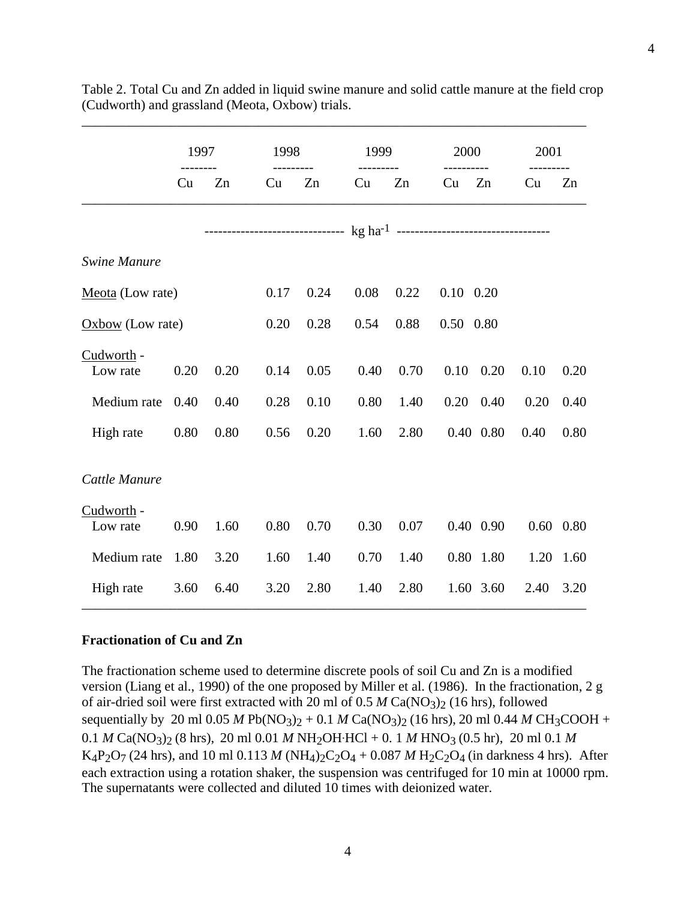Table 2. Total Cu and Zn added in liquid swine manure and solid cattle manure at the field crop (Cudworth) and grassland (Meota, Oxbow) trials.

| | 1997 | | 1998 | | 1999 | | 2000 | | 2001 | |
|---|---|---|---|---|---|---|---|---|---|---|
| | Cu | Zn | Cu | Zn | Cu | Zn | Cu | Zn | Cu | Zn |
| | kg ha$^{-1}$ | | | | | | | | | |
| *Swine Manure* | | | | | | | | | | |
| Meota (Low rate) | | | 0.17 | 0.24 | 0.08 | 0.22 | 0.10 | 0.20 | | |
| Oxbow (Low rate) | | | 0.20 | 0.28 | 0.54 | 0.88 | 0.50 | 0.80 | | |
| Cudworth - Low rate | 0.20 | 0.20 | 0.14 | 0.05 | 0.40 | 0.70 | 0.10 | 0.20 | 0.10 | 0.20 |
| Medium rate | 0.40 | 0.40 | 0.28 | 0.10 | 0.80 | 1.40 | 0.20 | 0.40 | 0.20 | 0.40 |
| High rate | 0.80 | 0.80 | 0.56 | 0.20 | 1.60 | 2.80 | 0.40 | 0.80 | 0.40 | 0.80 |
| *Cattle Manure* | | | | | | | | | | |
| Cudworth - Low rate | 0.90 | 1.60 | 0.80 | 0.70 | 0.30 | 0.07 | 0.40 | 0.90 | 0.60 | 0.80 |
| Medium rate | 1.80 | 3.20 | 1.60 | 1.40 | 0.70 | 1.40 | 0.80 | 1.80 | 1.20 | 1.60 |
| High rate | 3.60 | 6.40 | 3.20 | 2.80 | 1.40 | 2.80 | 1.60 | 3.60 | 2.40 | 3.20 |

**Fractionation of Cu and Zn**

The fractionation scheme used to determine discrete pools of soil Cu and Zn is a modified version (Liang et al., 1990) of the one proposed by Miller et al. (1986). In the fractionation, 2 g of air-dried soil were first extracted with 20 ml of 0.5 *M* $Ca(NO_3)_2$ (16 hrs), followed sequentially by 20 ml 0.05 *M* $Pb(NO_3)_2$ + 0.1 *M* $Ca(NO_3)_2$ (16 hrs), 20 ml 0.44 *M* $CH_3COOH$ + 0.1 *M* $Ca(NO_3)_2$ (8 hrs), 20 ml 0.01 *M* $NH_2OH{\cdot}HCl$ + 0. 1 *M* $HNO_3$ (0.5 hr), 20 ml 0.1 *M* $K_4P_2O_7$ (24 hrs), and 10 ml 0.113 *M* $(NH_4)_2C_2O_4$ + 0.087 *M* $H_2C_2O_4$ (in darkness 4 hrs). After each extraction using a rotation shaker, the suspension was centrifuged for 10 min at 10000 rpm. The supernatants were collected and diluted 10 times with deionized water.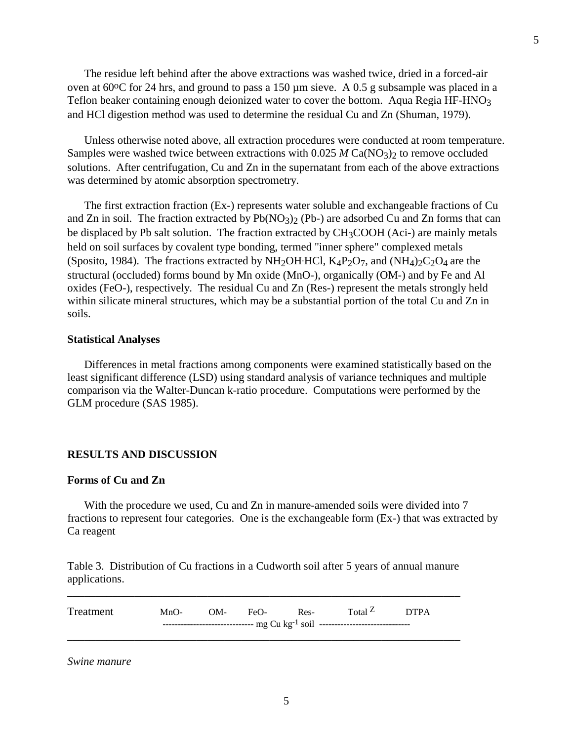The residue left behind after the above extractions was washed twice, dried in a forced-air oven at 60$^{o}$C for 24 hrs, and ground to pass a 150 µm sieve. A 0.5 g subsample was placed in a Teflon beaker containing enough deionized water to cover the bottom. Aqua Regia HF-$HNO_3$ and HCl digestion method was used to determine the residual Cu and Zn (Shuman, 1979).

Unless otherwise noted above, all extraction procedures were conducted at room temperature. Samples were washed twice between extractions with 0.025 *M* $Ca(NO_3)_2$ to remove occluded solutions. After centrifugation, Cu and Zn in the supernatant from each of the above extractions was determined by atomic absorption spectrometry.

The first extraction fraction (Ex-) represents water soluble and exchangeable fractions of Cu and Zn in soil. The fraction extracted by $Pb(NO_3)_2$ (Pb-) are adsorbed Cu and Zn forms that can be displaced by Pb salt solution. The fraction extracted by $CH_3COOH$ (Aci-) are mainly metals held on soil surfaces by covalent type bonding, termed "inner sphere" complexed metals (Sposito, 1984). The fractions extracted by $NH_2OH{\cdot}HCl$, $K_4P_2O_7$, and $(NH_4)_2C_2O_4$ are the structural (occluded) forms bound by Mn oxide (MnO-), organically (OM-) and by Fe and Al oxides (FeO-), respectively. The residual Cu and Zn (Res-) represent the metals strongly held within silicate mineral structures, which may be a substantial portion of the total Cu and Zn in soils.

### Statistical Analyses

Differences in metal fractions among components were examined statistically based on the least significant difference (LSD) using standard analysis of variance techniques and multiple comparison via the Walter-Duncan k-ratio procedure. Computations were performed by the GLM procedure (SAS 1985).

## RESULTS AND DISCUSSION

### Forms of Cu and Zn

With the procedure we used, Cu and Zn in manure-amended soils were divided into 7 fractions to represent four categories. One is the exchangeable form (Ex-) that was extracted by Ca reagent

Table 3. Distribution of Cu fractions in a Cudworth soil after 5 years of annual manure applications.

| Treatment | MnO- | OM- | FeO- | Res- | Total $^{Z}$ | DTPA |
|---|---|---|---|---|---|---|
| | ------------------------------ mg Cu $kg^{-1}$ soil ------------------------------ | | | | | |
| *Swine manure* | | | | | | |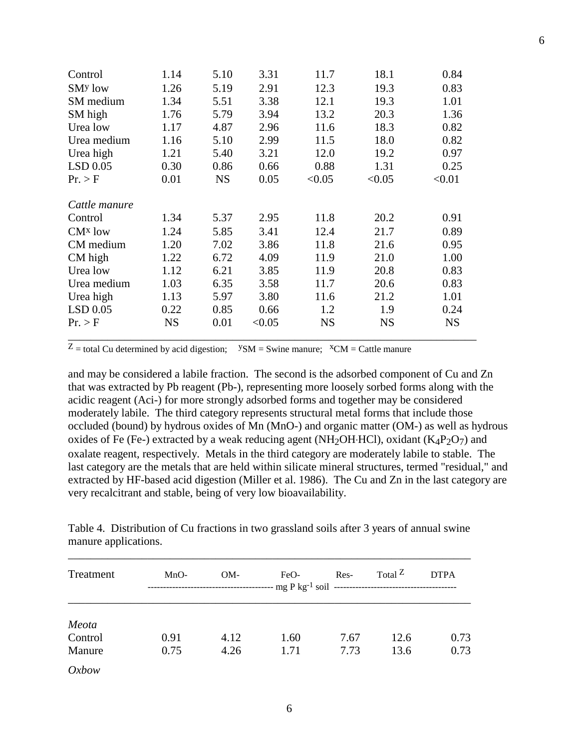| | | | | | | |
|---|---|---|---|---|---|---|
| Control | 1.14 | 5.10 | 3.31 | 11.7 | 18.1 | 0.84 |
| SM[y] low | 1.26 | 5.19 | 2.91 | 12.3 | 19.3 | 0.83 |
| SM medium | 1.34 | 5.51 | 3.38 | 12.1 | 19.3 | 1.01 |
| SM high | 1.76 | 5.79 | 3.94 | 13.2 | 20.3 | 1.36 |
| Urea low | 1.17 | 4.87 | 2.96 | 11.6 | 18.3 | 0.82 |
| Urea medium | 1.16 | 5.10 | 2.99 | 11.5 | 18.0 | 0.82 |
| Urea high | 1.21 | 5.40 | 3.21 | 12.0 | 19.2 | 0.97 |
| LSD 0.05 | 0.30 | 0.86 | 0.66 | 0.88 | 1.31 | 0.25 |
| Pr. > F | 0.01 | NS | 0.05 | <0.05 | <0.05 | <0.01 |
| *Cattle manure* | | | | | | |
| Control | 1.34 | 5.37 | 2.95 | 11.8 | 20.2 | 0.91 |
| CM[x] low | 1.24 | 5.85 | 3.41 | 12.4 | 21.7 | 0.89 |
| CM medium | 1.20 | 7.02 | 3.86 | 11.8 | 21.6 | 0.95 |
| CM high | 1.22 | 6.72 | 4.09 | 11.9 | 21.0 | 1.00 |
| Urea low | 1.12 | 6.21 | 3.85 | 11.9 | 20.8 | 0.83 |
| Urea medium | 1.03 | 6.35 | 3.58 | 11.7 | 20.6 | 0.83 |
| Urea high | 1.13 | 5.97 | 3.80 | 11.6 | 21.2 | 1.01 |
| LSD 0.05 | 0.22 | 0.85 | 0.66 | 1.2 | 1.9 | 0.24 |
| Pr. > F | NS | 0.01 | <0.05 | NS | NS | NS |

[Z] = total Cu determined by acid digestion; [y]SM = Swine manure; [x]CM = Cattle manure

and may be considered a labile fraction. The second is the adsorbed component of Cu and Zn that was extracted by Pb reagent (Pb-), representing more loosely sorbed forms along with the acidic reagent (Aci-) for more strongly adsorbed forms and together may be considered moderately labile. The third category represents structural metal forms that include those occluded (bound) by hydrous oxides of Mn (MnO-) and organic matter (OM-) as well as hydrous oxides of Fe (Fe-) extracted by a weak reducing agent ($NH_2OH{\cdot}HCl$), oxidant ($K_4P_2O_7$) and oxalate reagent, respectively. Metals in the third category are moderately labile to stable. The last category are the metals that are held within silicate mineral structures, termed "residual," and extracted by HF-based acid digestion (Miller et al. 1986). The Cu and Zn in the last category are very recalcitrant and stable, being of very low bioavailability.

Table 4. Distribution of Cu fractions in two grassland soils after 3 years of annual swine manure applications.

| Treatment | MnO- | OM- | FeO- | Res- | Total [Z] | DTPA |
|---|---|---|---|---|---|---|
| | mg P $kg^{-1}$ soil | | | | | |
| *Meota* | | | | | | |
| Control | 0.91 | 4.12 | 1.60 | 7.67 | 12.6 | 0.73 |
| Manure | 0.75 | 4.26 | 1.71 | 7.73 | 13.6 | 0.73 |
| *Oxbow* | | | | | | |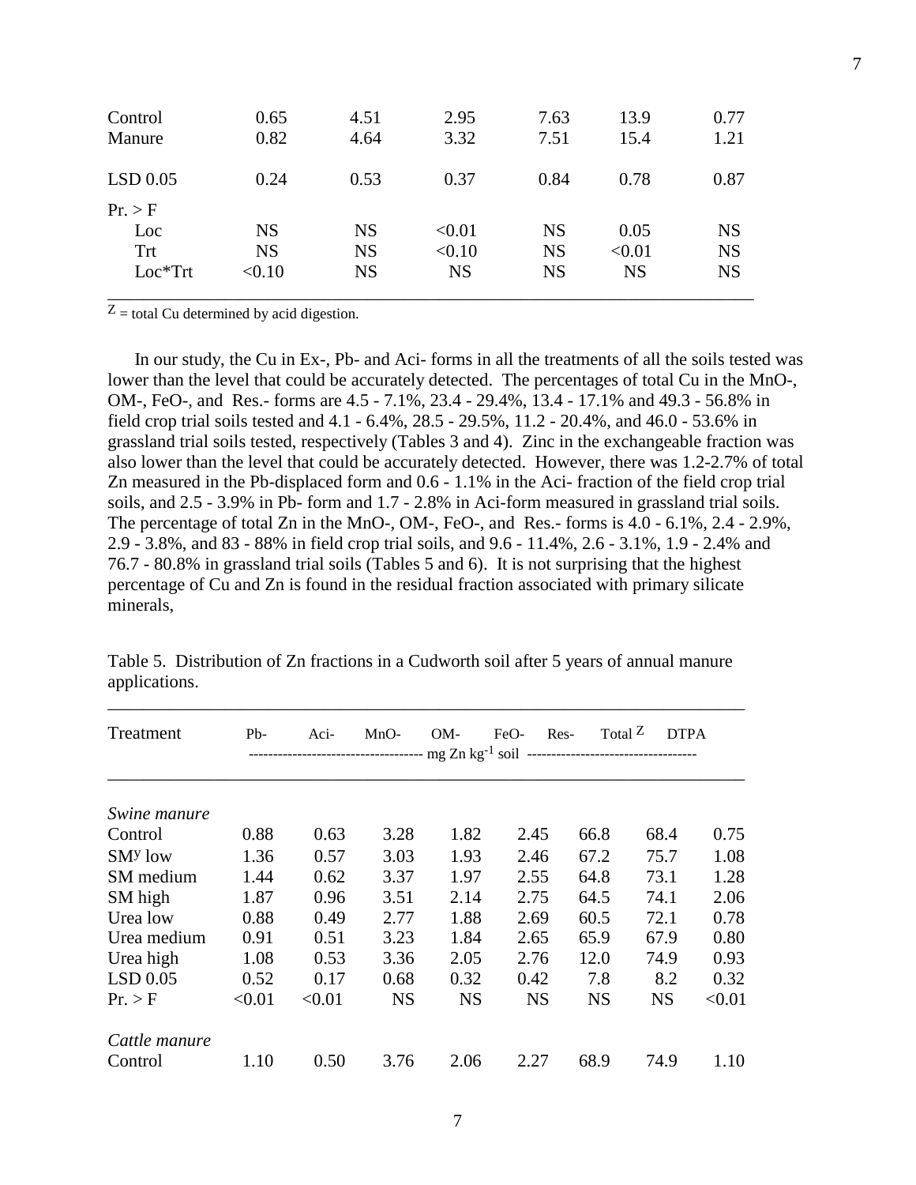| | | | | | | |
|---|---|---|---|---|---|---|
| Control | 0.65 | 4.51 | 2.95 | 7.63 | 13.9 | 0.77 |
| Manure | 0.82 | 4.64 | 3.32 | 7.51 | 15.4 | 1.21 |
| LSD 0.05 | 0.24 | 0.53 | 0.37 | 0.84 | 0.78 | 0.87 |
| Pr. > F | | | | | | |
| Loc | NS | NS | <0.01 | NS | 0.05 | NS |
| Trt | NS | NS | <0.10 | NS | <0.01 | NS |
| Loc*Trt | <0.10 | NS | NS | NS | NS | NS |

Z = total Cu determined by acid digestion.

In our study, the Cu in Ex-, Pb- and Aci- forms in all the treatments of all the soils tested was lower than the level that could be accurately detected. The percentages of total Cu in the MnO-, OM-, FeO-, and Res.- forms are 4.5 - 7.1%, 23.4 - 29.4%, 13.4 - 17.1% and 49.3 - 56.8% in field crop trial soils tested and 4.1 - 6.4%, 28.5 - 29.5%, 11.2 - 20.4%, and 46.0 - 53.6% in grassland trial soils tested, respectively (Tables 3 and 4). Zinc in the exchangeable fraction was also lower than the level that could be accurately detected. However, there was 1.2-2.7% of total Zn measured in the Pb-displaced form and 0.6 - 1.1% in the Aci- fraction of the field crop trial soils, and 2.5 - 3.9% in Pb- form and 1.7 - 2.8% in Aci-form measured in grassland trial soils. The percentage of total Zn in the MnO-, OM-, FeO-, and Res.- forms is 4.0 - 6.1%, 2.4 - 2.9%, 2.9 - 3.8%, and 83 - 88% in field crop trial soils, and 9.6 - 11.4%, 2.6 - 3.1%, 1.9 - 2.4% and 76.7 - 80.8% in grassland trial soils (Tables 5 and 6). It is not surprising that the highest percentage of Cu and Zn is found in the residual fraction associated with primary silicate minerals,

Table 5. Distribution of Zn fractions in a Cudworth soil after 5 years of annual manure applications.

| Treatment | Pb- | Aci- | MnO- | OM- | FeO- | Res- | Total Z | DTPA |
|---|---|---|---|---|---|---|---|---|
| | ---------- | ---------- | ---------- | mg Zn $kg^{-1}$ soil | ---------- | ---------- | ---------- | ---------- |
| *Swine manure* | | | | | | | | |
| Control | 0.88 | 0.63 | 3.28 | 1.82 | 2.45 | 66.8 | 68.4 | 0.75 |
| SMy low | 1.36 | 0.57 | 3.03 | 1.93 | 2.46 | 67.2 | 75.7 | 1.08 |
| SM medium | 1.44 | 0.62 | 3.37 | 1.97 | 2.55 | 64.8 | 73.1 | 1.28 |
| SM high | 1.87 | 0.96 | 3.51 | 2.14 | 2.75 | 64.5 | 74.1 | 2.06 |
| Urea low | 0.88 | 0.49 | 2.77 | 1.88 | 2.69 | 60.5 | 72.1 | 0.78 |
| Urea medium | 0.91 | 0.51 | 3.23 | 1.84 | 2.65 | 65.9 | 67.9 | 0.80 |
| Urea high | 1.08 | 0.53 | 3.36 | 2.05 | 2.76 | 12.0 | 74.9 | 0.93 |
| LSD 0.05 | 0.52 | 0.17 | 0.68 | 0.32 | 0.42 | 7.8 | 8.2 | 0.32 |
| Pr. > F | <0.01 | <0.01 | NS | NS | NS | NS | NS | <0.01 |
| *Cattle manure* | | | | | | | | |
| Control | 1.10 | 0.50 | 3.76 | 2.06 | 2.27 | 68.9 | 74.9 | 1.10 |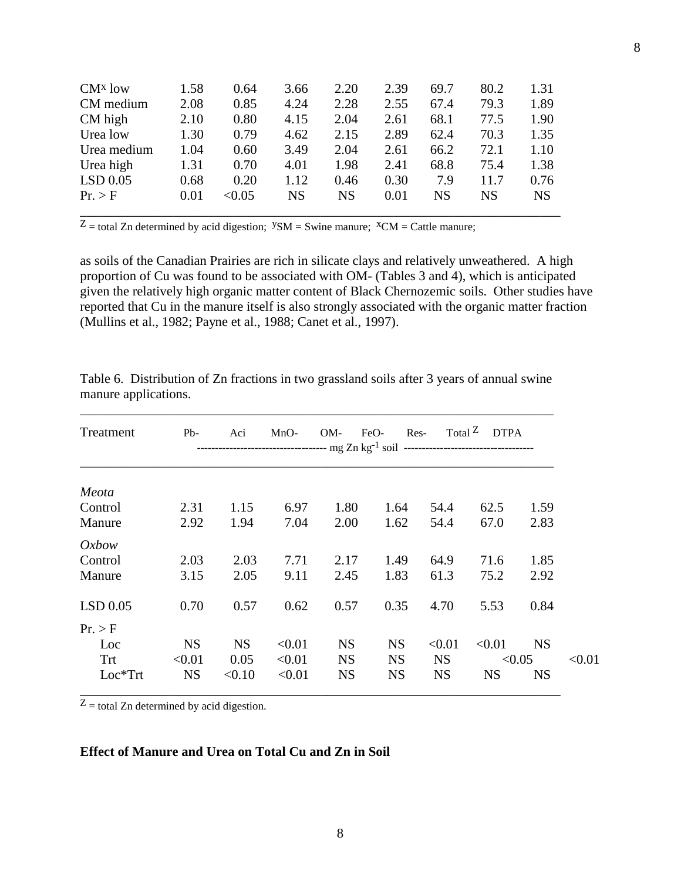| | | | | | | | | |
|---|---|---|---|---|---|---|---|---|
| CM[x] low | 1.58 | 0.64 | 3.66 | 2.20 | 2.39 | 69.7 | 80.2 | 1.31 |
| CM medium | 2.08 | 0.85 | 4.24 | 2.28 | 2.55 | 67.4 | 79.3 | 1.89 |
| CM high | 2.10 | 0.80 | 4.15 | 2.04 | 2.61 | 68.1 | 77.5 | 1.90 |
| Urea low | 1.30 | 0.79 | 4.62 | 2.15 | 2.89 | 62.4 | 70.3 | 1.35 |
| Urea medium | 1.04 | 0.60 | 3.49 | 2.04 | 2.61 | 66.2 | 72.1 | 1.10 |
| Urea high | 1.31 | 0.70 | 4.01 | 1.98 | 2.41 | 68.8 | 75.4 | 1.38 |
| LSD 0.05 | 0.68 | 0.20 | 1.12 | 0.46 | 0.30 | 7.9 | 11.7 | 0.76 |
| Pr. > F | 0.01 | <0.05 | NS | NS | 0.01 | NS | NS | NS |

[Z] = total Zn determined by acid digestion; [y]SM = Swine manure; [x]CM = Cattle manure;

as soils of the Canadian Prairies are rich in silicate clays and relatively unweathered. A high proportion of Cu was found to be associated with OM- (Tables 3 and 4), which is anticipated given the relatively high organic matter content of Black Chernozemic soils. Other studies have reported that Cu in the manure itself is also strongly associated with the organic matter fraction (Mullins et al., 1982; Payne et al., 1988; Canet et al., 1997).

Table 6. Distribution of Zn fractions in two grassland soils after 3 years of annual swine manure applications.

| Treatment | Pb- | Aci | MnO- | OM- | FeO- | Res- | Total [Z] | DTPA |
|---|---|---|---|---|---|---|---|---|
| | mg Zn $kg^{-1}$ soil | | | | | | | |
| *Meota* | | | | | | | | |
| Control | 2.31 | 1.15 | 6.97 | 1.80 | 1.64 | 54.4 | 62.5 | 1.59 |
| Manure | 2.92 | 1.94 | 7.04 | 2.00 | 1.62 | 54.4 | 67.0 | 2.83 |
| *Oxbow* | | | | | | | | |
| Control | 2.03 | 2.03 | 7.71 | 2.17 | 1.49 | 64.9 | 71.6 | 1.85 |
| Manure | 3.15 | 2.05 | 9.11 | 2.45 | 1.83 | 61.3 | 75.2 | 2.92 |
| LSD 0.05 | 0.70 | 0.57 | 0.62 | 0.57 | 0.35 | 4.70 | 5.53 | 0.84 |
| Pr. > F | | | | | | | | |
| Loc | NS | NS | <0.01 | NS | NS | <0.01 | <0.01 | NS |
| Trt | <0.01 | 0.05 | <0.01 | NS | NS | NS | <0.05 | <0.01 |
| Loc*Trt | NS | <0.10 | <0.01 | NS | NS | NS | NS | NS |

[Z] = total Zn determined by acid digestion.

**Effect of Manure and Urea on Total Cu and Zn in Soil**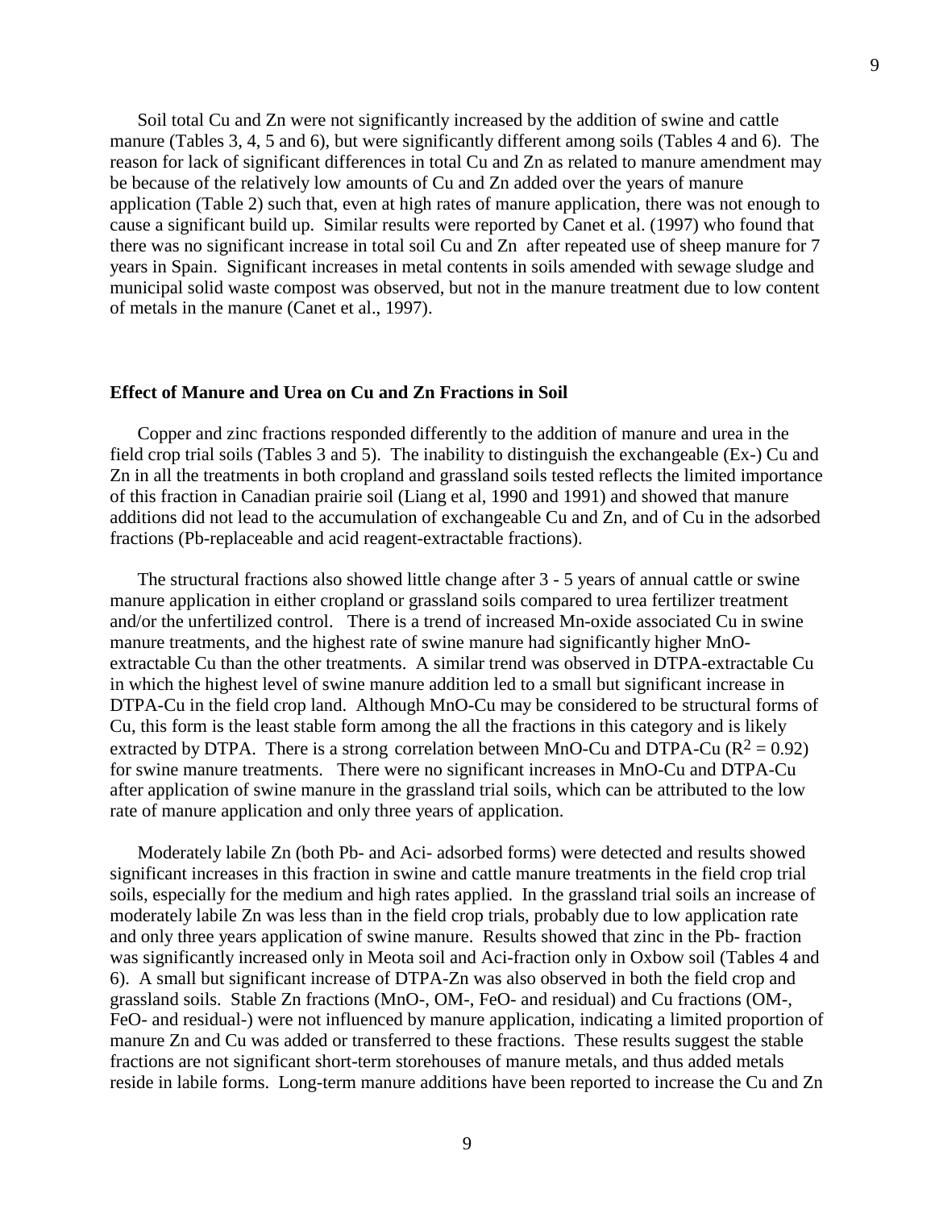Soil total Cu and Zn were not significantly increased by the addition of swine and cattle manure (Tables 3, 4, 5 and 6), but were significantly different among soils (Tables 4 and 6). The reason for lack of significant differences in total Cu and Zn as related to manure amendment may be because of the relatively low amounts of Cu and Zn added over the years of manure application (Table 2) such that, even at high rates of manure application, there was not enough to cause a significant build up. Similar results were reported by Canet et al. (1997) who found that there was no significant increase in total soil Cu and Zn after repeated use of sheep manure for 7 years in Spain. Significant increases in metal contents in soils amended with sewage sludge and municipal solid waste compost was observed, but not in the manure treatment due to low content of metals in the manure (Canet et al., 1997).

### Effect of Manure and Urea on Cu and Zn Fractions in Soil

Copper and zinc fractions responded differently to the addition of manure and urea in the field crop trial soils (Tables 3 and 5). The inability to distinguish the exchangeable (Ex-) Cu and Zn in all the treatments in both cropland and grassland soils tested reflects the limited importance of this fraction in Canadian prairie soil (Liang et al, 1990 and 1991) and showed that manure additions did not lead to the accumulation of exchangeable Cu and Zn, and of Cu in the adsorbed fractions (Pb-replaceable and acid reagent-extractable fractions).

The structural fractions also showed little change after 3 - 5 years of annual cattle or swine manure application in either cropland or grassland soils compared to urea fertilizer treatment and/or the unfertilized control. There is a trend of increased Mn-oxide associated Cu in swine manure treatments, and the highest rate of swine manure had significantly higher MnO-extractable Cu than the other treatments. A similar trend was observed in DTPA-extractable Cu in which the highest level of swine manure addition led to a small but significant increase in DTPA-Cu in the field crop land. Although MnO-Cu may be considered to be structural forms of Cu, this form is the least stable form among the all the fractions in this category and is likely extracted by DTPA. There is a strong correlation between MnO-Cu and DTPA-Cu ($R^2 = 0.92$) for swine manure treatments. There were no significant increases in MnO-Cu and DTPA-Cu after application of swine manure in the grassland trial soils, which can be attributed to the low rate of manure application and only three years of application.

Moderately labile Zn (both Pb- and Aci- adsorbed forms) were detected and results showed significant increases in this fraction in swine and cattle manure treatments in the field crop trial soils, especially for the medium and high rates applied. In the grassland trial soils an increase of moderately labile Zn was less than in the field crop trials, probably due to low application rate and only three years application of swine manure. Results showed that zinc in the Pb- fraction was significantly increased only in Meota soil and Aci-fraction only in Oxbow soil (Tables 4 and 6). A small but significant increase of DTPA-Zn was also observed in both the field crop and grassland soils. Stable Zn fractions (MnO-, OM-, FeO- and residual) and Cu fractions (OM-, FeO- and residual-) were not influenced by manure application, indicating a limited proportion of manure Zn and Cu was added or transferred to these fractions. These results suggest the stable fractions are not significant short-term storehouses of manure metals, and thus added metals reside in labile forms. Long-term manure additions have been reported to increase the Cu and Zn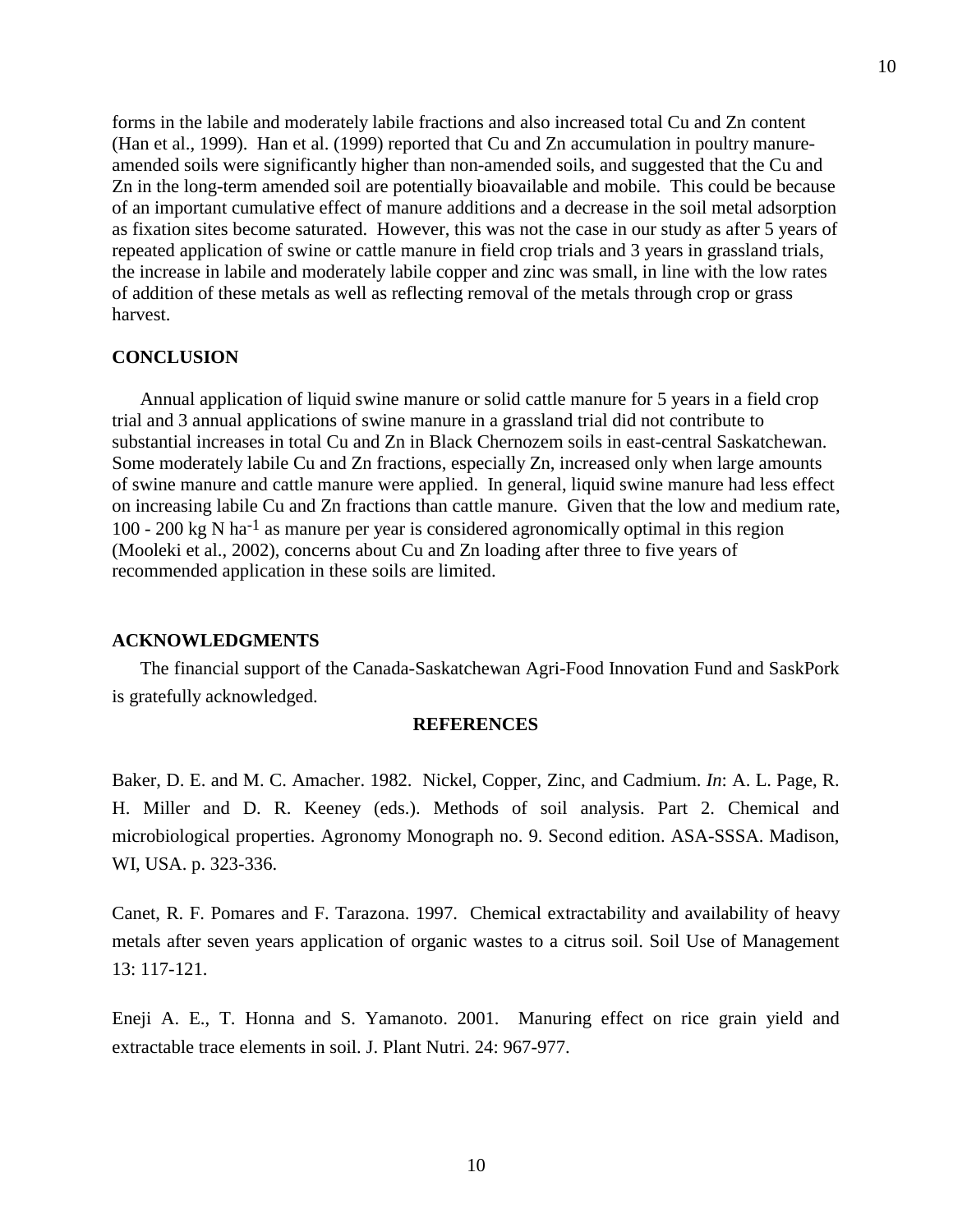forms in the labile and moderately labile fractions and also increased total Cu and Zn content (Han et al., 1999). Han et al. (1999) reported that Cu and Zn accumulation in poultry manure-amended soils were significantly higher than non-amended soils, and suggested that the Cu and Zn in the long-term amended soil are potentially bioavailable and mobile. This could be because of an important cumulative effect of manure additions and a decrease in the soil metal adsorption as fixation sites become saturated. However, this was not the case in our study as after 5 years of repeated application of swine or cattle manure in field crop trials and 3 years in grassland trials, the increase in labile and moderately labile copper and zinc was small, in line with the low rates of addition of these metals as well as reflecting removal of the metals through crop or grass harvest.

## CONCLUSION

Annual application of liquid swine manure or solid cattle manure for 5 years in a field crop trial and 3 annual applications of swine manure in a grassland trial did not contribute to substantial increases in total Cu and Zn in Black Chernozem soils in east-central Saskatchewan. Some moderately labile Cu and Zn fractions, especially Zn, increased only when large amounts of swine manure and cattle manure were applied. In general, liquid swine manure had less effect on increasing labile Cu and Zn fractions than cattle manure. Given that the low and medium rate, 100 - 200 kg N $ha^{-1}$ as manure per year is considered agronomically optimal in this region (Mooleki et al., 2002), concerns about Cu and Zn loading after three to five years of recommended application in these soils are limited.

## ACKNOWLEDGMENTS

The financial support of the Canada-Saskatchewan Agri-Food Innovation Fund and SaskPork is gratefully acknowledged.

## REFERENCES

Baker, D. E. and M. C. Amacher. 1982. Nickel, Copper, Zinc, and Cadmium. *In*: A. L. Page, R. H. Miller and D. R. Keeney (eds.). Methods of soil analysis. Part 2. Chemical and microbiological properties. Agronomy Monograph no. 9. Second edition. ASA-SSSA. Madison, WI, USA. p. 323-336.

Canet, R. F. Pomares and F. Tarazona. 1997. Chemical extractability and availability of heavy metals after seven years application of organic wastes to a citrus soil. Soil Use of Management 13: 117-121.

Eneji A. E., T. Honna and S. Yamanoto. 2001. Manuring effect on rice grain yield and extractable trace elements in soil. J. Plant Nutri. 24: 967-977.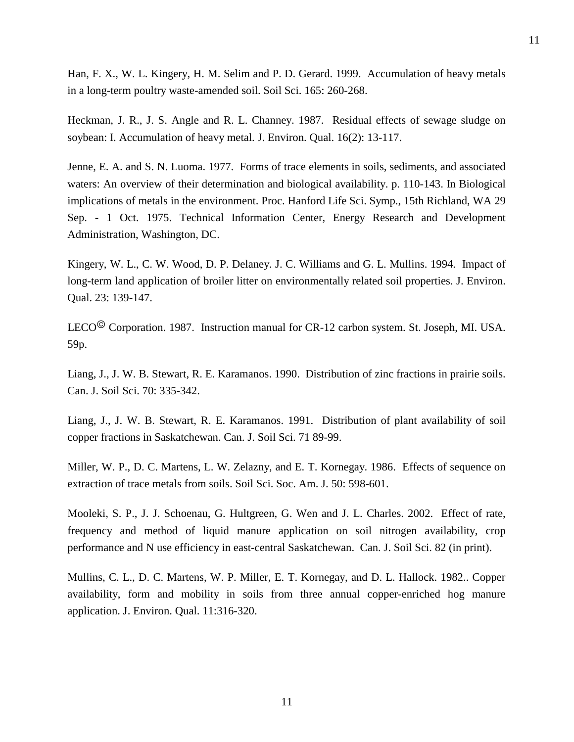Han, F. X., W. L. Kingery, H. M. Selim and P. D. Gerard. 1999. Accumulation of heavy metals in a long-term poultry waste-amended soil. Soil Sci. 165: 260-268.

Heckman, J. R., J. S. Angle and R. L. Channey. 1987. Residual effects of sewage sludge on soybean: I. Accumulation of heavy metal. J. Environ. Qual. 16(2): 13-117.

Jenne, E. A. and S. N. Luoma. 1977. Forms of trace elements in soils, sediments, and associated waters: An overview of their determination and biological availability. p. 110-143. In Biological implications of metals in the environment. Proc. Hanford Life Sci. Symp., 15th Richland, WA 29 Sep. - 1 Oct. 1975. Technical Information Center, Energy Research and Development Administration, Washington, DC.

Kingery, W. L., C. W. Wood, D. P. Delaney. J. C. Williams and G. L. Mullins. 1994. Impact of long-term land application of broiler litter on environmentally related soil properties. J. Environ. Qual. 23: 139-147.

LECO© Corporation. 1987. Instruction manual for CR-12 carbon system. St. Joseph, MI. USA. 59p.

Liang, J., J. W. B. Stewart, R. E. Karamanos. 1990. Distribution of zinc fractions in prairie soils. Can. J. Soil Sci. 70: 335-342.

Liang, J., J. W. B. Stewart, R. E. Karamanos. 1991. Distribution of plant availability of soil copper fractions in Saskatchewan. Can. J. Soil Sci. 71 89-99.

Miller, W. P., D. C. Martens, L. W. Zelazny, and E. T. Kornegay. 1986. Effects of sequence on extraction of trace metals from soils. Soil Sci. Soc. Am. J. 50: 598-601.

Mooleki, S. P., J. J. Schoenau, G. Hultgreen, G. Wen and J. L. Charles. 2002. Effect of rate, frequency and method of liquid manure application on soil nitrogen availability, crop performance and N use efficiency in east-central Saskatchewan. Can. J. Soil Sci. 82 (in print).

Mullins, C. L., D. C. Martens, W. P. Miller, E. T. Kornegay, and D. L. Hallock. 1982.. Copper availability, form and mobility in soils from three annual copper-enriched hog manure application. J. Environ. Qual. 11:316-320.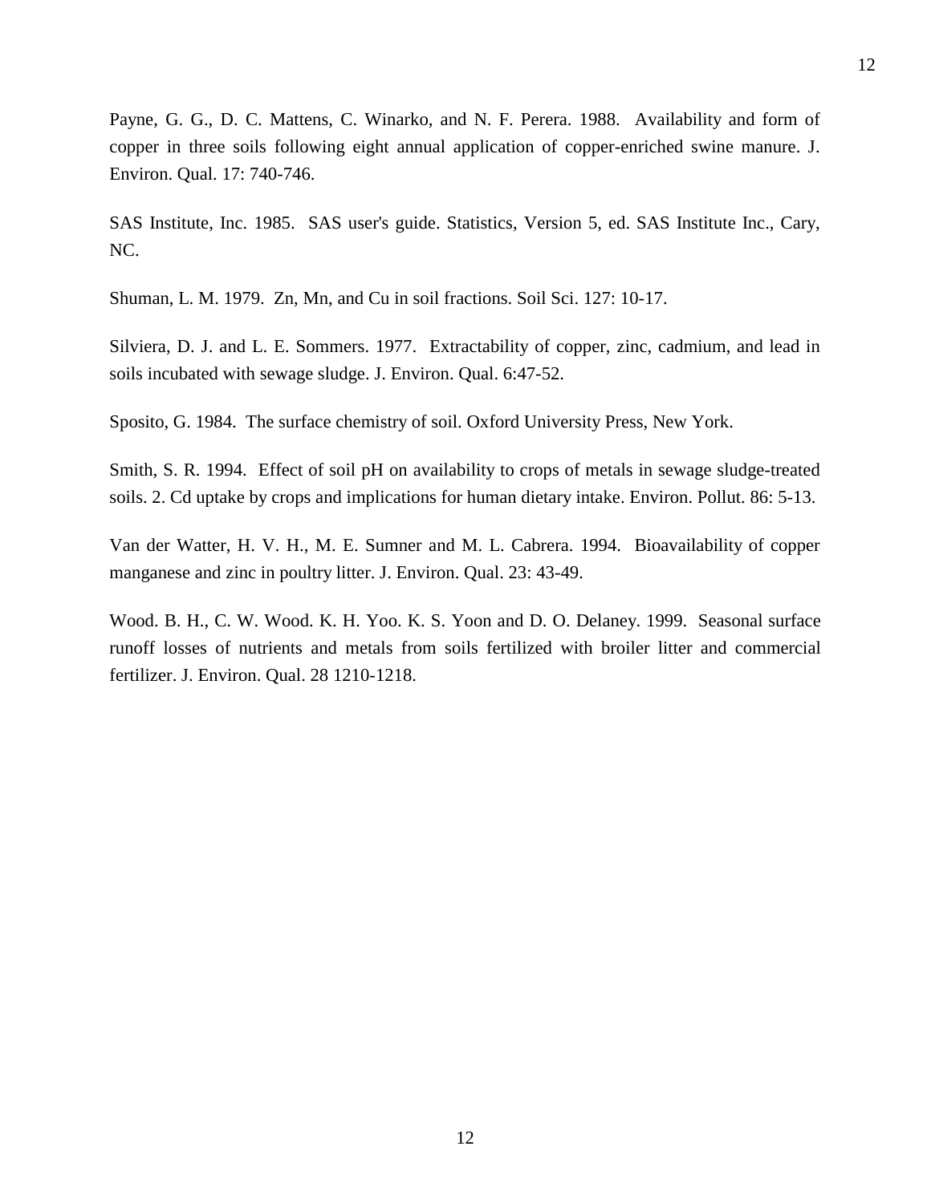Payne, G. G., D. C. Mattens, C. Winarko, and N. F. Perera. 1988. Availability and form of copper in three soils following eight annual application of copper-enriched swine manure. J. Environ. Qual. 17: 740-746.

SAS Institute, Inc. 1985. SAS user's guide. Statistics, Version 5, ed. SAS Institute Inc., Cary, NC.

Shuman, L. M. 1979. Zn, Mn, and Cu in soil fractions. Soil Sci. 127: 10-17.

Silviera, D. J. and L. E. Sommers. 1977. Extractability of copper, zinc, cadmium, and lead in soils incubated with sewage sludge. J. Environ. Qual. 6:47-52.

Sposito, G. 1984. The surface chemistry of soil. Oxford University Press, New York.

Smith, S. R. 1994. Effect of soil pH on availability to crops of metals in sewage sludge-treated soils. 2. Cd uptake by crops and implications for human dietary intake. Environ. Pollut. 86: 5-13.

Van der Watter, H. V. H., M. E. Sumner and M. L. Cabrera. 1994. Bioavailability of copper manganese and zinc in poultry litter. J. Environ. Qual. 23: 43-49.

Wood. B. H., C. W. Wood. K. H. Yoo. K. S. Yoon and D. O. Delaney. 1999. Seasonal surface runoff losses of nutrients and metals from soils fertilized with broiler litter and commercial fertilizer. J. Environ. Qual. 28 1210-1218.